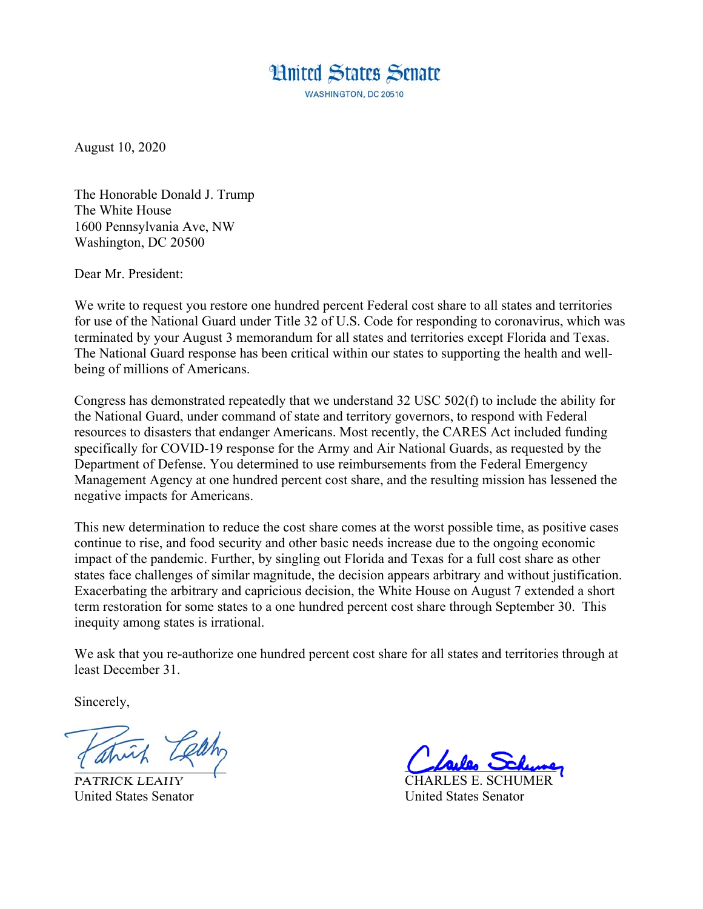# United States Senate

WASHINGTON, DC 20510

August 10, 2020

The Honorable Donald J. Trump
The White House
1600 Pennsylvania Ave, NW
Washington, DC 20500

Dear Mr. President:

We write to request you restore one hundred percent Federal cost share to all states and territories for use of the National Guard under Title 32 of U.S. Code for responding to coronavirus, which was terminated by your August 3 memorandum for all states and territories except Florida and Texas. The National Guard response has been critical within our states to supporting the health and well-being of millions of Americans.

Congress has demonstrated repeatedly that we understand 32 USC 502(f) to include the ability for the National Guard, under command of state and territory governors, to respond with Federal resources to disasters that endanger Americans. Most recently, the CARES Act included funding specifically for COVID-19 response for the Army and Air National Guards, as requested by the Department of Defense. You determined to use reimbursements from the Federal Emergency Management Agency at one hundred percent cost share, and the resulting mission has lessened the negative impacts for Americans.

This new determination to reduce the cost share comes at the worst possible time, as positive cases continue to rise, and food security and other basic needs increase due to the ongoing economic impact of the pandemic. Further, by singling out Florida and Texas for a full cost share as other states face challenges of similar magnitude, the decision appears arbitrary and without justification. Exacerbating the arbitrary and capricious decision, the White House on August 7 extended a short term restoration for some states to a one hundred percent cost share through September 30. This inequity among states is irrational.

We ask that you re-authorize one hundred percent cost share for all states and territories through at least December 31.

Sincerely,

PATRICK LEAHY
United States Senator

CHARLES E. SCHUMER
United States Senator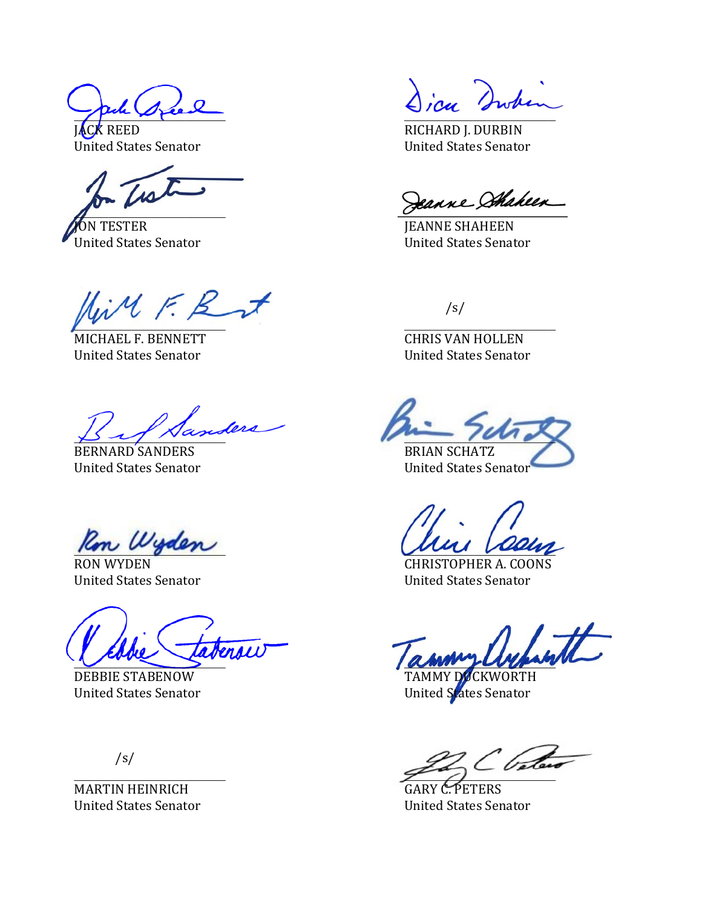JACK REED
United States Senator

RICHARD J. DURBIN
United States Senator

JON TESTER
United States Senator

JEANNE SHAHEEN
United States Senator

MICHAEL F. BENNETT
United States Senator

/s/

CHRIS VAN HOLLEN
United States Senator

BERNARD SANDERS
United States Senator

BRIAN SCHATZ
United States Senator

RON WYDEN
United States Senator

CHRISTOPHER A. COONS
United States Senator

DEBBIE STABENOW
United States Senator

TAMMY DUCKWORTH
United States Senator

/s/

MARTIN HEINRICH
United States Senator

GARY C. PETERS
United States Senator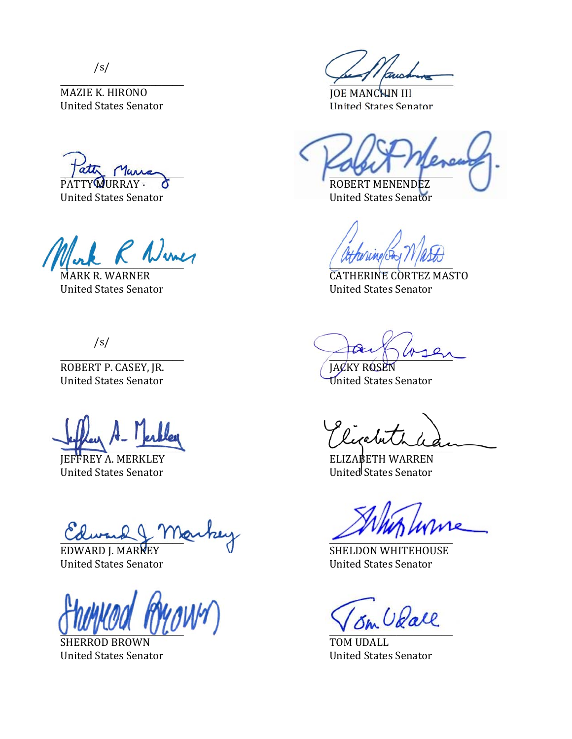/s/

MAZIE K. HIRONO
United States Senator

JOE MANCHIN III
United States Senator

PATTY MURRAY
United States Senator

ROBERT MENENDEZ
United States Senator

MARK R. WARNER
United States Senator

CATHERINE CORTEZ MASTO
United States Senator

/s/

ROBERT P. CASEY, JR.
United States Senator

JACKY ROSEN
United States Senator

JEFFREY A. MERKLEY
United States Senator

ELIZABETH WARREN
United States Senator

EDWARD J. MARKEY
United States Senator

SHELDON WHITEHOUSE
United States Senator

SHERROD BROWN
United States Senator

TOM UDALL
United States Senator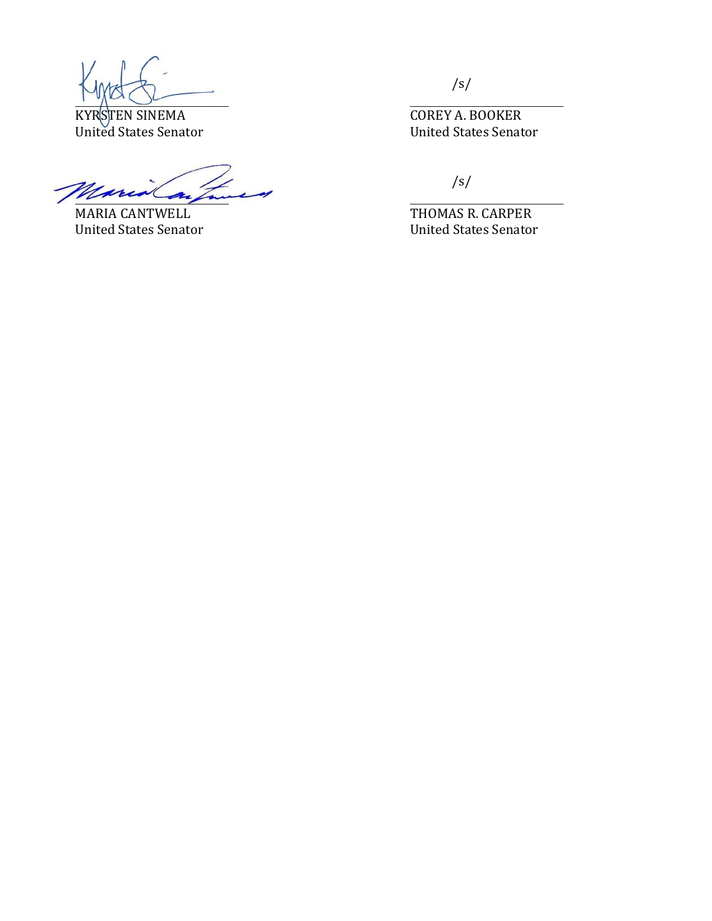KYRSTEN SINEMA
United States Senator

/s/

COREY A. BOOKER
United States Senator

MARIA CANTWELL
United States Senator

/s/

THOMAS R. CARPER
United States Senator